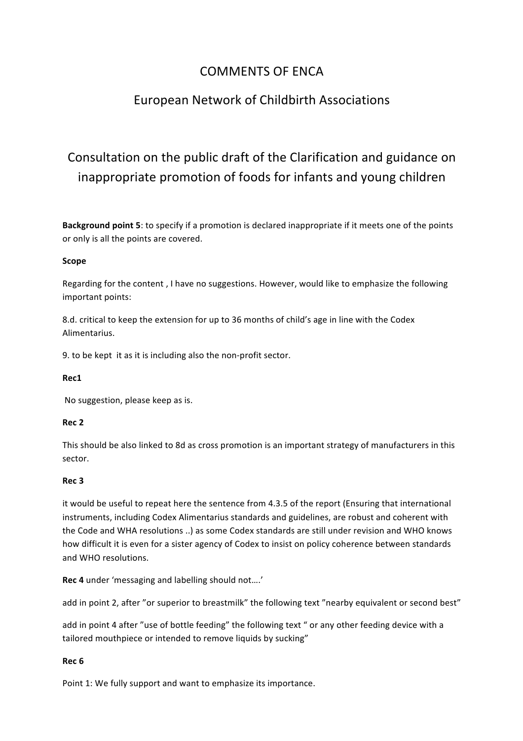# COMMENTS OF ENCA

## European Network of Childbirth Associations

## Consultation on the public draft of the Clarification and guidance on inappropriate promotion of foods for infants and young children

**Background point 5**: to specify if a promotion is declared inappropriate if it meets one of the points or only is all the points are covered.

**Scope**

Regarding for the content , I have no suggestions. However, would like to emphasize the following important points:

8.d. critical to keep the extension for up to 36 months of child's age in line with the Codex Alimentarius.

9. to be kept it as it is including also the non-profit sector.

**Rec1**

No suggestion, please keep as is.

**Rec 2**

This should be also linked to 8d as cross promotion is an important strategy of manufacturers in this sector.

**Rec 3**

it would be useful to repeat here the sentence from 4.3.5 of the report (Ensuring that international instruments, including Codex Alimentarius standards and guidelines, are robust and coherent with the Code and WHA resolutions ..) as some Codex standards are still under revision and WHO knows how difficult it is even for a sister agency of Codex to insist on policy coherence between standards and WHO resolutions.

**Rec 4** under 'messaging and labelling should not….'

add in point 2, after "or superior to breastmilk" the following text "nearby equivalent or second best"

add in point 4 after "use of bottle feeding" the following text " or any other feeding device with a tailored mouthpiece or intended to remove liquids by sucking"

**Rec 6**

Point 1: We fully support and want to emphasize its importance.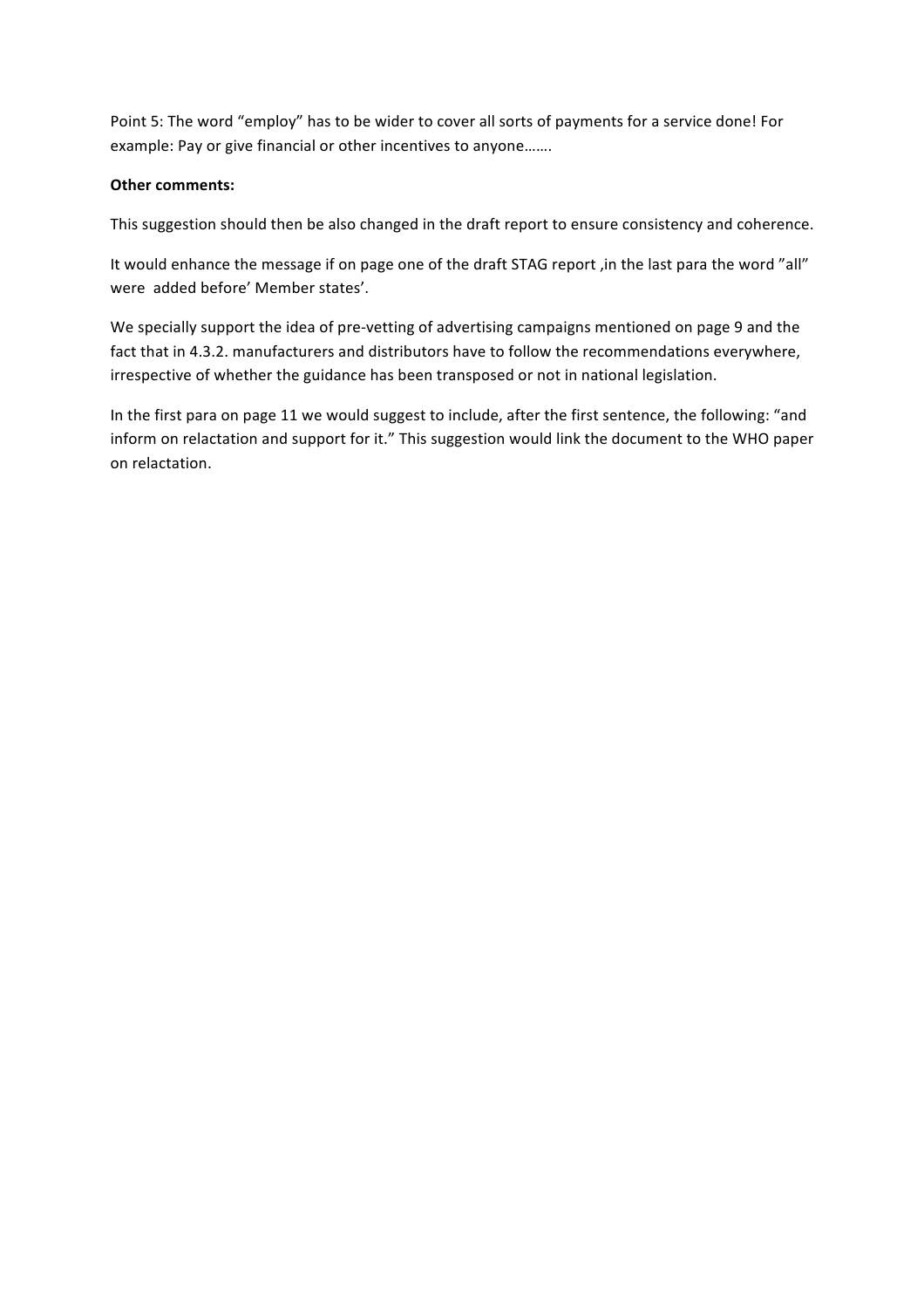Point 5: The word "employ" has to be wider to cover all sorts of payments for a service done! For example: Pay or give financial or other incentives to anyone…….

**Other comments:**

This suggestion should then be also changed in the draft report to ensure consistency and coherence.

It would enhance the message if on page one of the draft STAG report ,in the last para the word "all" were added before' Member states'.

We specially support the idea of pre-vetting of advertising campaigns mentioned on page 9 and the fact that in 4.3.2. manufacturers and distributors have to follow the recommendations everywhere, irrespective of whether the guidance has been transposed or not in national legislation.

In the first para on page 11 we would suggest to include, after the first sentence, the following: "and inform on relactation and support for it." This suggestion would link the document to the WHO paper on relactation.